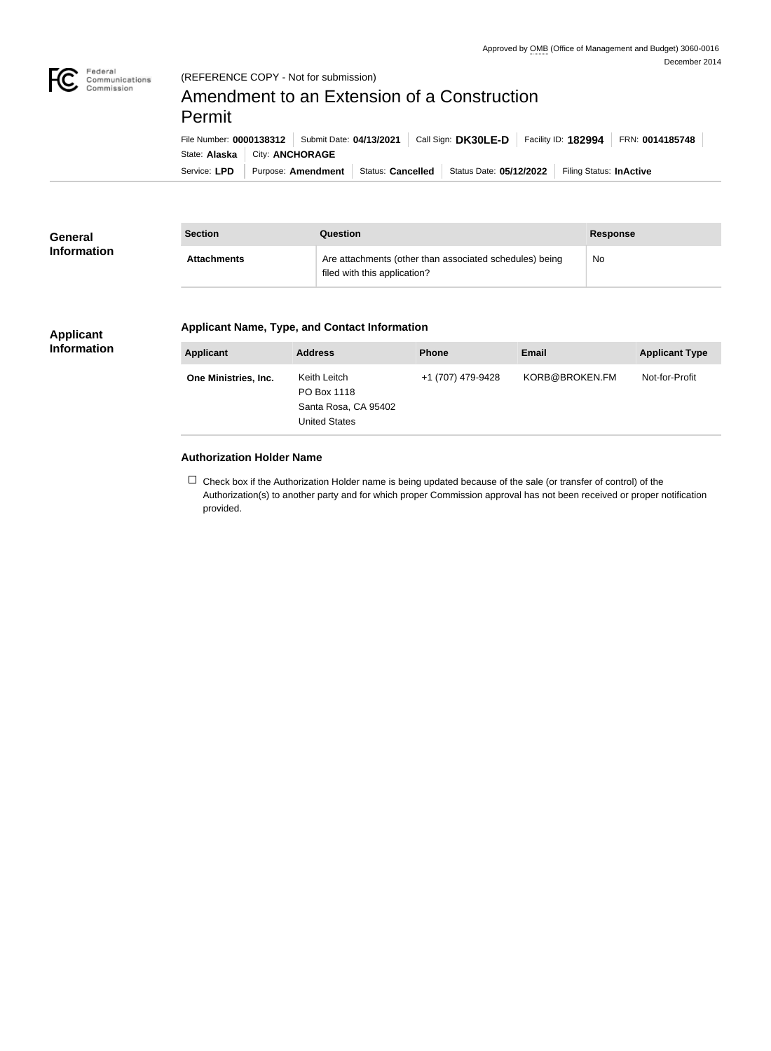Approved by OMB (Office of Management and Budget) 3060-0016
December 2014

(REFERENCE COPY - Not for submission)

# Amendment to an Extension of a Construction Permit

File Number: **0000138312** | Submit Date: **04/13/2021** | Call Sign: **DK30LE-D** | Facility ID: **182994** | FRN: **0014185748**

State: **Alaska** | City: **ANCHORAGE**

Service: **LPD** | Purpose: **Amendment** | Status: **Cancelled** | Status Date: **05/12/2022** | Filing Status: **InActive**

## General Information

| Section | Question | Response |
| --- | --- | --- |
| **Attachments** | Are attachments (other than associated schedules) being filed with this application? | No |

## Applicant Information

### Applicant Name, Type, and Contact Information

| Applicant | Address | Phone | Email | Applicant Type |
| --- | --- | --- | --- | --- |
| **One Ministries, Inc.** | Keith Leitch<br>PO Box 1118<br>Santa Rosa, CA 95402<br>United States | +1 (707) 479-9428 | KORB@BROKEN.FM | Not-for-Profit |

### Authorization Holder Name

☐ Check box if the Authorization Holder name is being updated because of the sale (or transfer of control) of the Authorization(s) to another party and for which proper Commission approval has not been received or proper notification provided.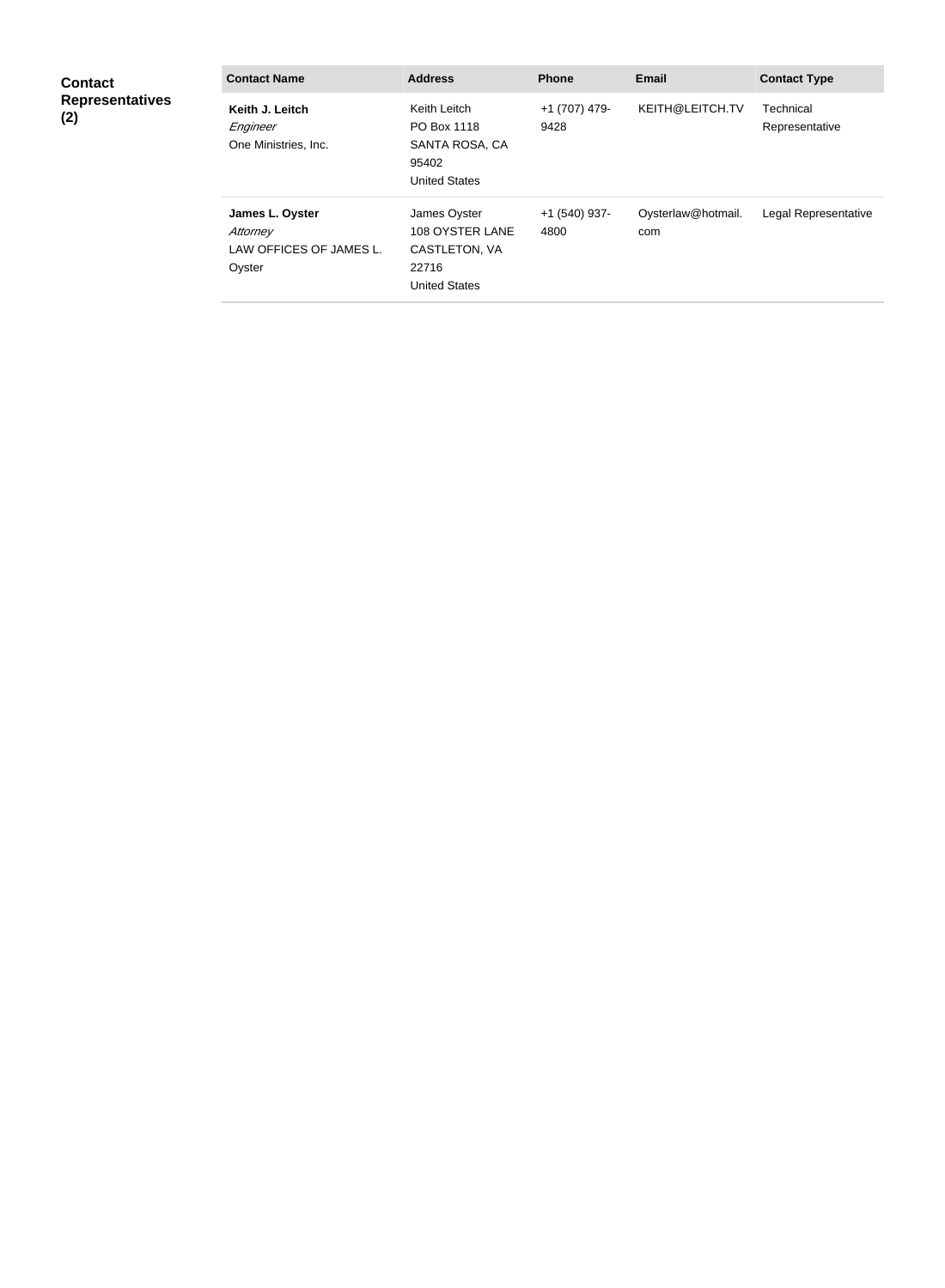**Contact Representatives (2)**

| Contact Name | Address | Phone | Email | Contact Type |
|---|---|---|---|---|
| **Keith J. Leitch**<br>*Engineer*<br>One Ministries, Inc. | Keith Leitch<br>PO Box 1118<br>SANTA ROSA, CA 95402<br>United States | +1 (707) 479-9428 | KEITH@LEITCH.TV | Technical Representative |
| **James L. Oyster**<br>*Attorney*<br>LAW OFFICES OF JAMES L. Oyster | James Oyster<br>108 OYSTER LANE<br>CASTLETON, VA 22716<br>United States | +1 (540) 937-4800 | Oysterlaw@hotmail.com | Legal Representative |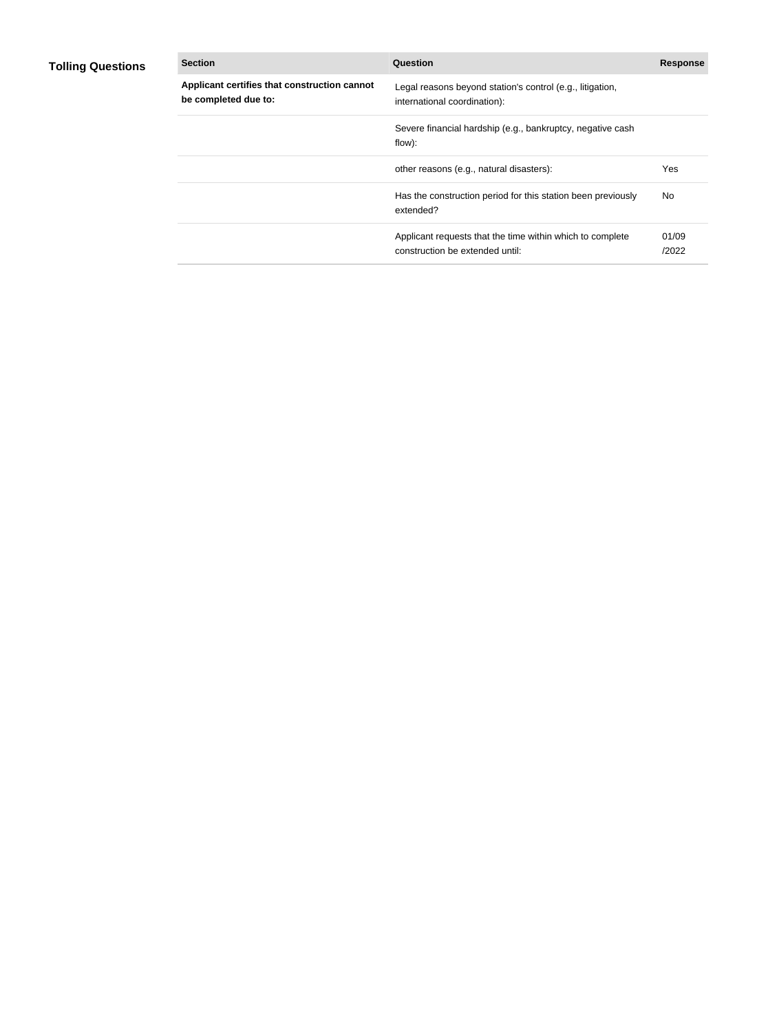**Tolling Questions**

| Section | Question | Response |
| --- | --- | --- |
| **Applicant certifies that construction cannot be completed due to:** | Legal reasons beyond station's control (e.g., litigation, international coordination): | |
| | Severe financial hardship (e.g., bankruptcy, negative cash flow): | |
| | other reasons (e.g., natural disasters): | Yes |
| | Has the construction period for this station been previously extended? | No |
| | Applicant requests that the time within which to complete construction be extended until: | 01/09/2022 |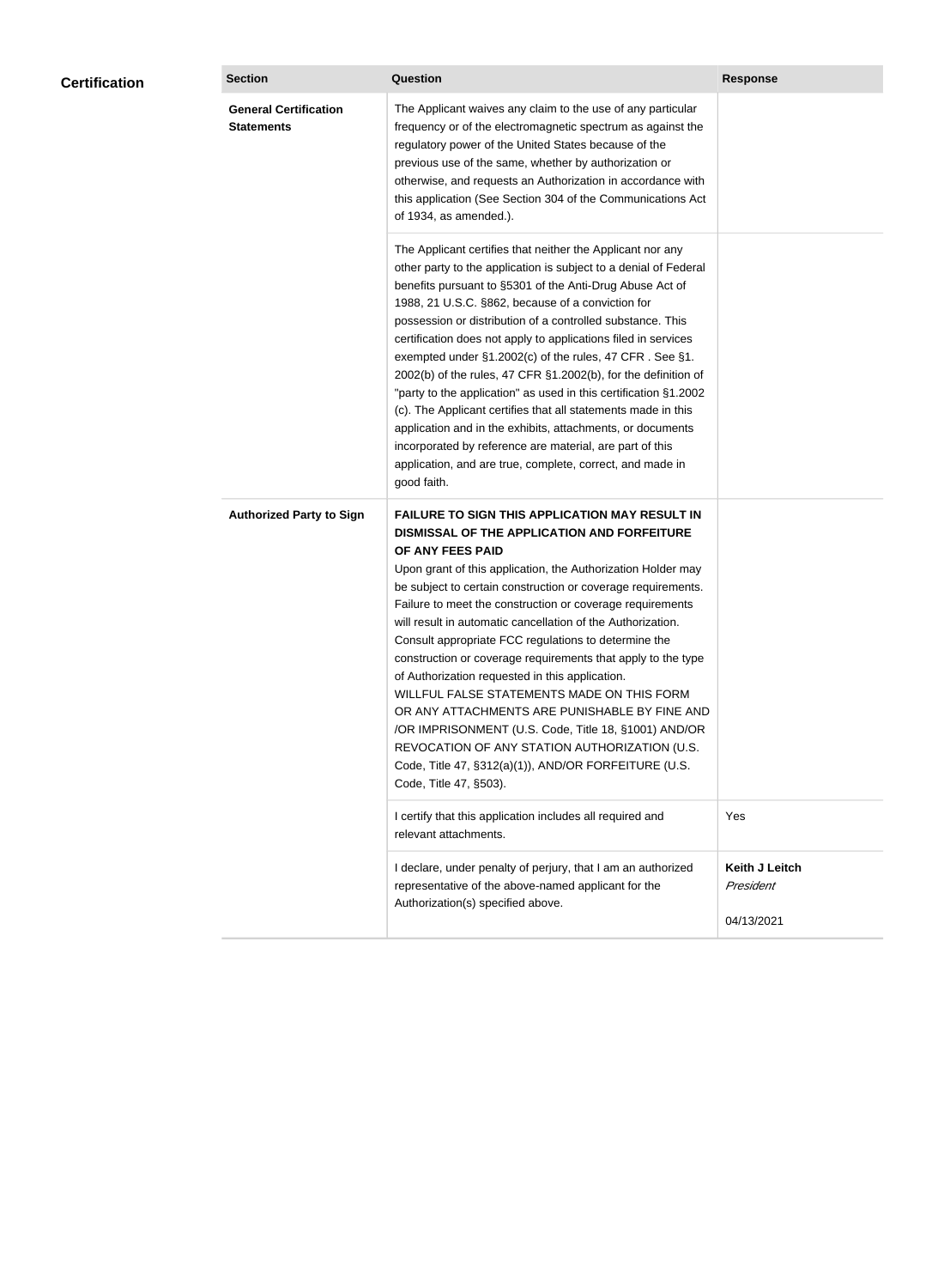## Certification

| Section | Question | Response |
|---|---|---|
| **General Certification Statements** | The Applicant waives any claim to the use of any particular frequency or of the electromagnetic spectrum as against the regulatory power of the United States because of the previous use of the same, whether by authorization or otherwise, and requests an Authorization in accordance with this application (See Section 304 of the Communications Act of 1934, as amended.). | |
| | The Applicant certifies that neither the Applicant nor any other party to the application is subject to a denial of Federal benefits pursuant to §5301 of the Anti-Drug Abuse Act of 1988, 21 U.S.C. §862, because of a conviction for possession or distribution of a controlled substance. This certification does not apply to applications filed in services exempted under §1.2002(c) of the rules, 47 CFR . See §1. 2002(b) of the rules, 47 CFR §1.2002(b), for the definition of "party to the application" as used in this certification §1.2002 (c). The Applicant certifies that all statements made in this application and in the exhibits, attachments, or documents incorporated by reference are material, are part of this application, and are true, complete, correct, and made in good faith. | |
| **Authorized Party to Sign** | **FAILURE TO SIGN THIS APPLICATION MAY RESULT IN DISMISSAL OF THE APPLICATION AND FORFEITURE OF ANY FEES PAID** Upon grant of this application, the Authorization Holder may be subject to certain construction or coverage requirements. Failure to meet the construction or coverage requirements will result in automatic cancellation of the Authorization. Consult appropriate FCC regulations to determine the construction or coverage requirements that apply to the type of Authorization requested in this application. WILLFUL FALSE STATEMENTS MADE ON THIS FORM OR ANY ATTACHMENTS ARE PUNISHABLE BY FINE AND /OR IMPRISONMENT (U.S. Code, Title 18, §1001) AND/OR REVOCATION OF ANY STATION AUTHORIZATION (U.S. Code, Title 47, §312(a)(1)), AND/OR FORFEITURE (U.S. Code, Title 47, §503). | |
| | I certify that this application includes all required and relevant attachments. | Yes |
| | I declare, under penalty of perjury, that I am an authorized representative of the above-named applicant for the Authorization(s) specified above. | **Keith J Leitch** *President* 04/13/2021 |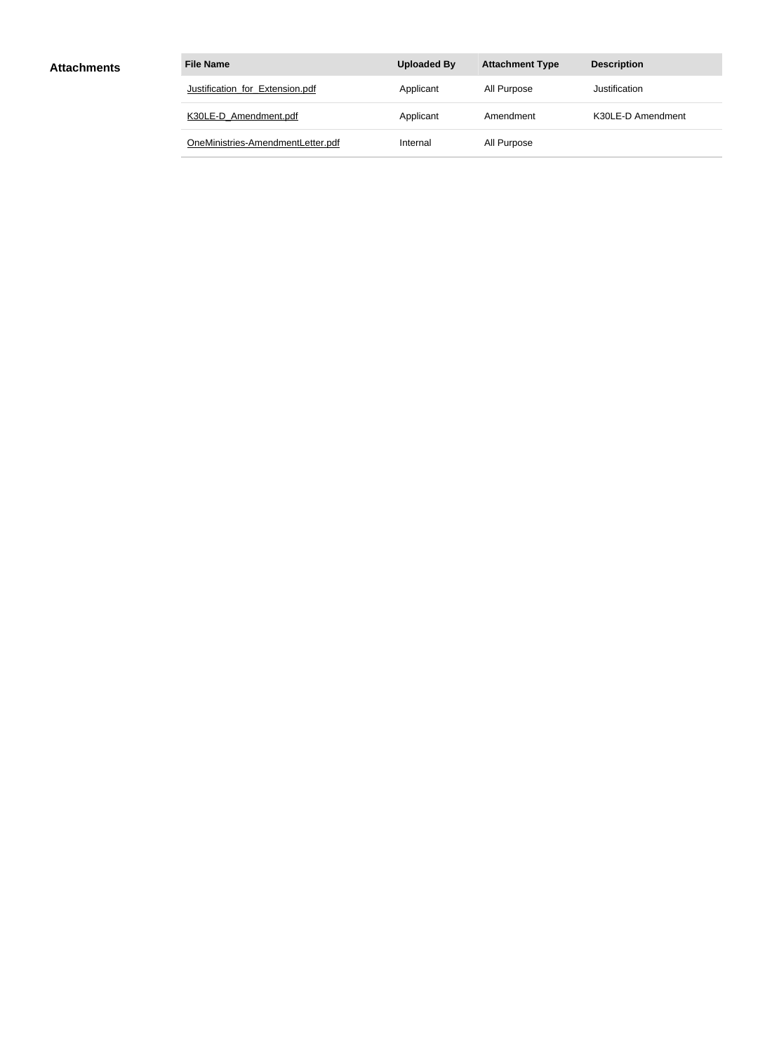## Attachments

| File Name | Uploaded By | Attachment Type | Description |
| --- | --- | --- | --- |
| Justification_for_Extension.pdf | Applicant | All Purpose | Justification |
| K30LE-D_Amendment.pdf | Applicant | Amendment | K30LE-D Amendment |
| OneMinistries-AmendmentLetter.pdf | Internal | All Purpose | |